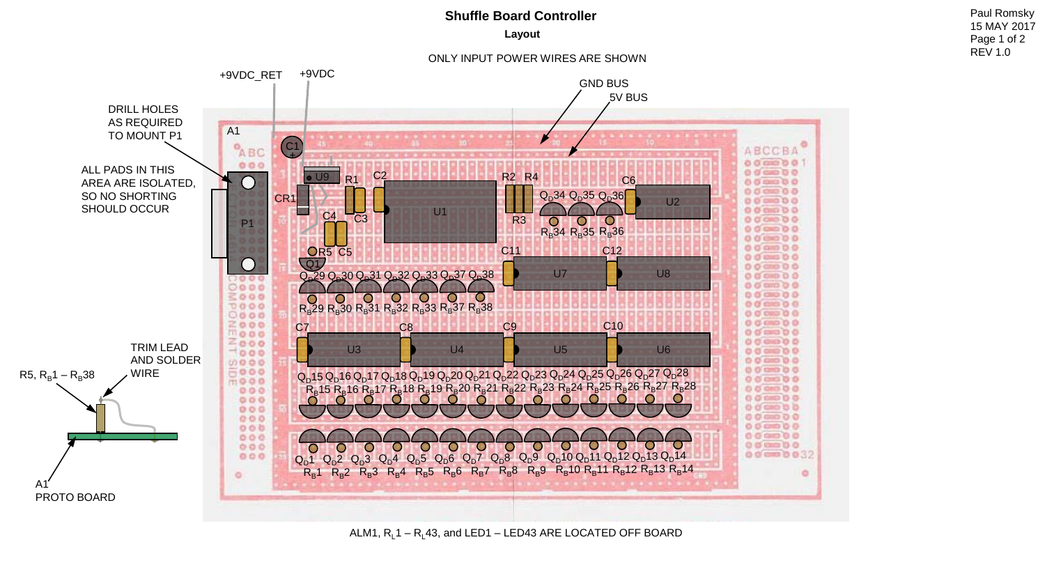# Shuffle Board Controller

**Layout**

Paul Romsky
15 MAY 2017
REV 1.0

ONLY INPUT POWER WIRES ARE SHOWN

+9VDC_RET

+9VDC

GND BUS

5V BUS

DRILL HOLES AS REQUIRED TO MOUNT P1

ALL PADS IN THIS AREA ARE ISOLATED, SO NO SHORTING SHOULD OCCUR

A1

C1

U9

CR1

R1

C2

U1

R2 R4

R3

C3

C4

C5

R5

Q1

P1

C6

U2

$Q_D34$ $Q_D35$ $Q_D36$

$R_B34$ $R_B35$ $R_B36$

$Q_D29$ $Q_D30$ $Q_D31$ $Q_D32$ $Q_D33$ $Q_D37$ $Q_D38$

$R_B29$ $R_B30$ $R_B31$ $R_B32$ $R_B33$ $R_B37$ $R_B38$

C11 C12

U7 U8

C7 C8 C9 C10

U3 U4 U5 U6

$Q_D15$ $Q_D16$ $Q_D17$ $Q_D18$ $Q_D19$ $Q_D20$ $Q_D21$ $Q_D22$ $Q_D23$ $Q_D24$ $Q_D25$ $Q_D26$ $Q_D27$ $Q_D28$

$R_B15$ $R_B16$ $R_B17$ $R_B18$ $R_B19$ $R_B20$ $R_B21$ $R_B22$ $R_B23$ $R_B24$ $R_B25$ $R_B26$ $R_B27$ $R_B28$

$Q_D1$ $Q_D2$ $Q_D3$ $Q_D4$ $Q_D5$ $Q_D6$ $Q_D7$ $Q_D8$ $Q_D9$ $Q_D10$ $Q_D11$ $Q_D12$ $Q_D13$ $Q_D14$

$R_B1$ $R_B2$ $R_B3$ $R_B4$ $R_B5$ $R_B6$ $R_B7$ $R_B8$ $R_B9$ $R_B10$ $R_B11$ $R_B12$ $R_B13$ $R_B14$

TRIM LEAD AND SOLDER WIRE

R5, $R_B1$ – $R_B38$

A1 PROTO BOARD

ALM1, $R_L1$ – $R_L43$, and LED1 – LED43 ARE LOCATED OFF BOARD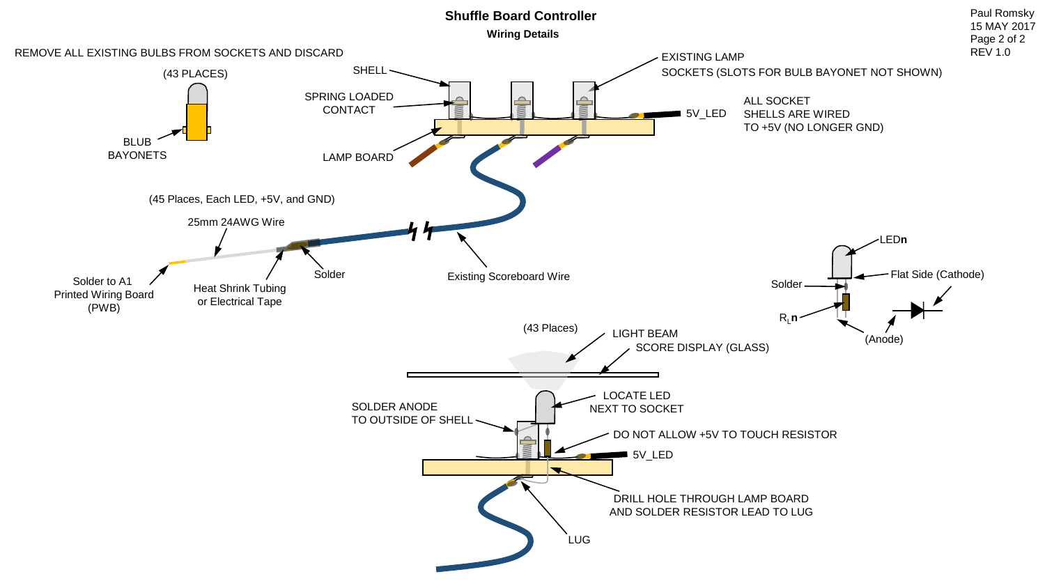# Shuffle Board Controller

## Wiring Details

Paul Romsky
15 MAY 2017
REV 1.0

REMOVE ALL EXISTING BULBS FROM SOCKETS AND DISCARD

(43 PLACES)

BLUB BAYONETS

SHELL

SPRING LOADED CONTACT

LAMP BOARD

EXISTING LAMP SOCKETS (SLOTS FOR BULB BAYONET NOT SHOWN)

5V_LED

ALL SOCKET SHELLS ARE WIRED TO +5V (NO LONGER GND)

(45 Places, Each LED, +5V, and GND)

25mm 24AWG Wire

Solder to A1 Printed Wiring Board (PWB)

Heat Shrink Tubing or Electrical Tape

Solder

Existing Scoreboard Wire

LED**n**

Solder

Flat Side (Cathode)

$R_L$**n**

(Anode)

(43 Places)

LIGHT BEAM

SCORE DISPLAY (GLASS)

SOLDER ANODE TO OUTSIDE OF SHELL

LOCATE LED NEXT TO SOCKET

DO NOT ALLOW +5V TO TOUCH RESISTOR

5V_LED

DRILL HOLE THROUGH LAMP BOARD AND SOLDER RESISTOR LEAD TO LUG

LUG